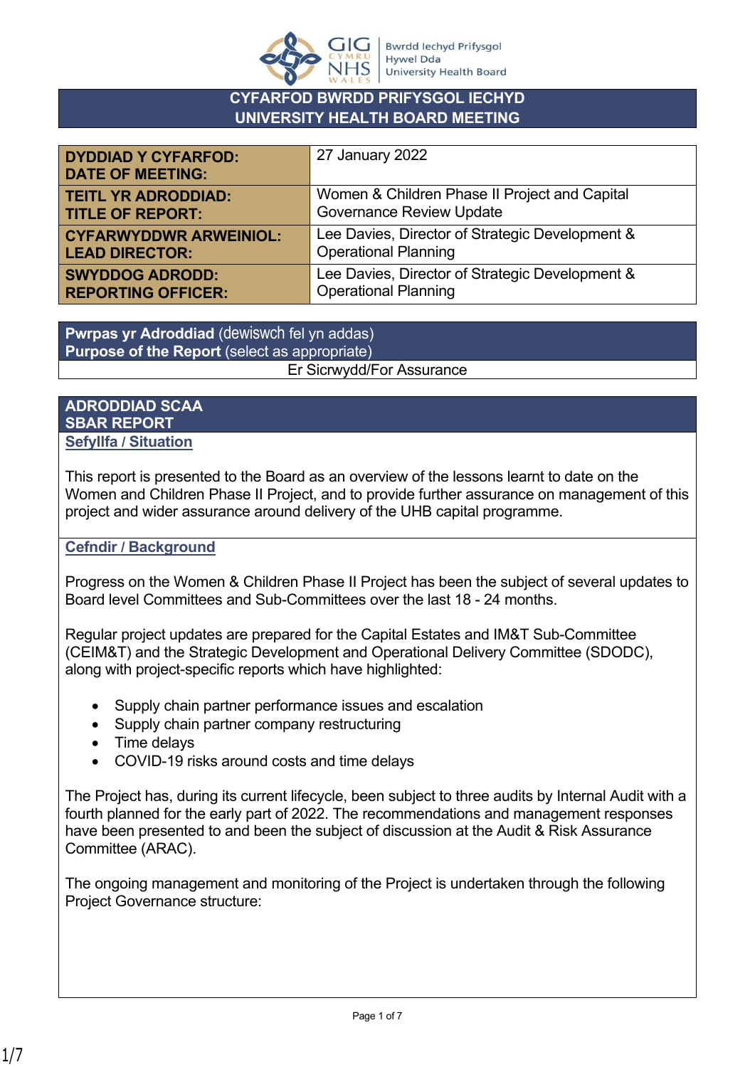# CYFARFOD BWRDD PRIFYSGOL IECHYD
# UNIVERSITY HEALTH BOARD MEETING

| | |
|---|---|
| **DYDDIAD Y CYFARFOD: DATE OF MEETING:** | 27 January 2022 |
| **TEITL YR ADRODDIAD: TITLE OF REPORT:** | Women & Children Phase II Project and Capital Governance Review Update |
| **CYFARWYDDWR ARWEINIOL: LEAD DIRECTOR:** | Lee Davies, Director of Strategic Development & Operational Planning |
| **SWYDDOG ADRODD: REPORTING OFFICER:** | Lee Davies, Director of Strategic Development & Operational Planning |

**Pwrpas yr Adroddiad** (dewiswch fel yn addas)
**Purpose of the Report** (select as appropriate)

Er Sicrwydd/For Assurance

## ADRODDIAD SCAA
## SBAR REPORT

### Sefyllfa / Situation

This report is presented to the Board as an overview of the lessons learnt to date on the Women and Children Phase II Project, and to provide further assurance on management of this project and wider assurance around delivery of the UHB capital programme.

### Cefndir / Background

Progress on the Women & Children Phase II Project has been the subject of several updates to Board level Committees and Sub-Committees over the last 18 - 24 months.

Regular project updates are prepared for the Capital Estates and IM&T Sub-Committee (CEIM&T) and the Strategic Development and Operational Delivery Committee (SDODC), along with project-specific reports which have highlighted:

- Supply chain partner performance issues and escalation
- Supply chain partner company restructuring
- Time delays
- COVID-19 risks around costs and time delays

The Project has, during its current lifecycle, been subject to three audits by Internal Audit with a fourth planned for the early part of 2022. The recommendations and management responses have been presented to and been the subject of discussion at the Audit & Risk Assurance Committee (ARAC).

The ongoing management and monitoring of the Project is undertaken through the following Project Governance structure: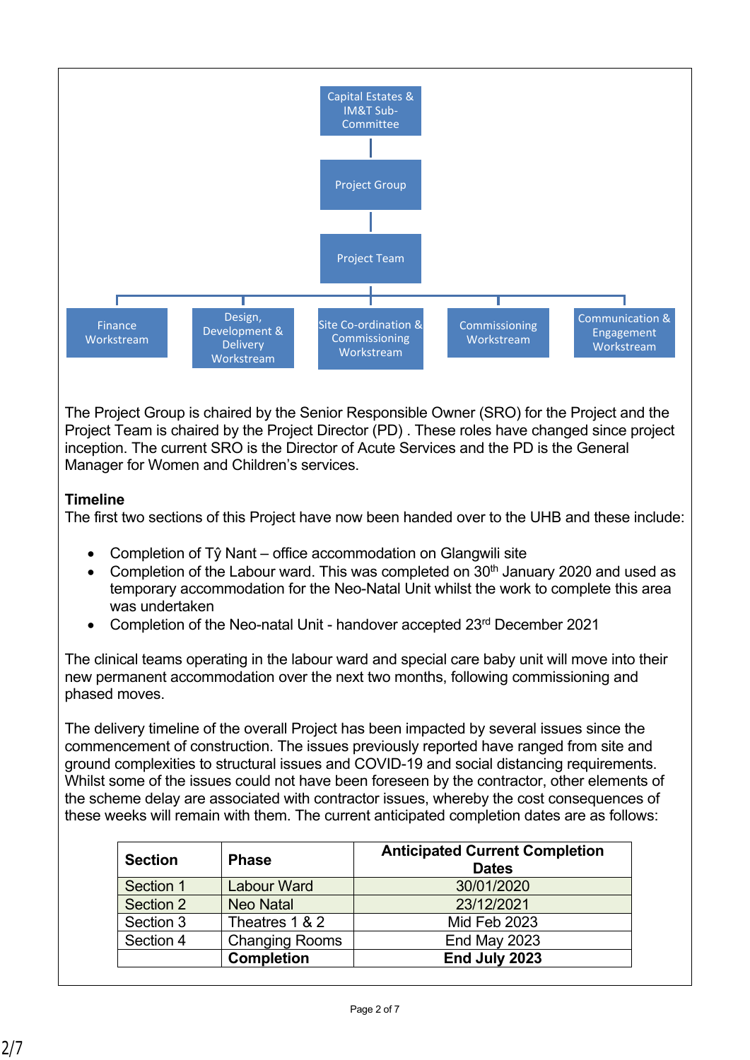Capital Estates & IM&T Sub-Committee

Project Group

Project Team

- Finance Workstream
- Design, Development & Delivery Workstream
- Site Co-ordination & Commissioning Workstream
- Commissioning Workstream
- Communication & Engagement Workstream

The Project Group is chaired by the Senior Responsible Owner (SRO) for the Project and the Project Team is chaired by the Project Director (PD) . These roles have changed since project inception. The current SRO is the Director of Acute Services and the PD is the General Manager for Women and Children's services.

**Timeline**

The first two sections of this Project have now been handed over to the UHB and these include:

- Completion of Tŷ Nant – office accommodation on Glangwili site
- Completion of the Labour ward. This was completed on 30th January 2020 and used as temporary accommodation for the Neo-Natal Unit whilst the work to complete this area was undertaken
- Completion of the Neo-natal Unit - handover accepted 23rd December 2021

The clinical teams operating in the labour ward and special care baby unit will move into their new permanent accommodation over the next two months, following commissioning and phased moves.

The delivery timeline of the overall Project has been impacted by several issues since the commencement of construction. The issues previously reported have ranged from site and ground complexities to structural issues and COVID-19 and social distancing requirements. Whilst some of the issues could not have been foreseen by the contractor, other elements of the scheme delay are associated with contractor issues, whereby the cost consequences of these weeks will remain with them. The current anticipated completion dates are as follows:

| Section | Phase | Anticipated Current Completion Dates |
|---|---|---|
| Section 1 | Labour Ward | 30/01/2020 |
| Section 2 | Neo Natal | 23/12/2021 |
| Section 3 | Theatres 1 & 2 | Mid Feb 2023 |
| Section 4 | Changing Rooms | End May 2023 |
| | **Completion** | **End July 2023** |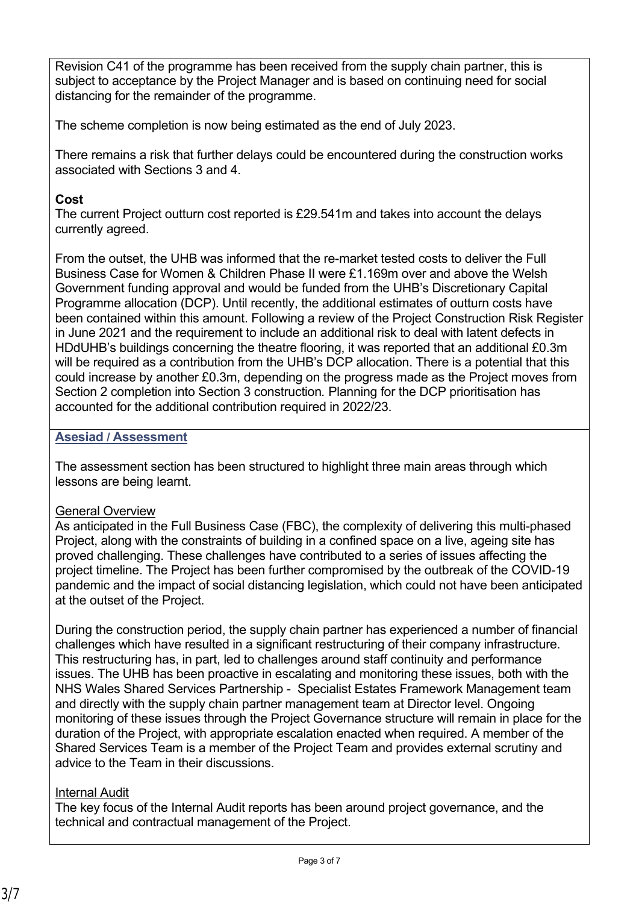Revision C41 of the programme has been received from the supply chain partner, this is subject to acceptance by the Project Manager and is based on continuing need for social distancing for the remainder of the programme.

The scheme completion is now being estimated as the end of July 2023.

There remains a risk that further delays could be encountered during the construction works associated with Sections 3 and 4.

**Cost**

The current Project outturn cost reported is £29.541m and takes into account the delays currently agreed.

From the outset, the UHB was informed that the re-market tested costs to deliver the Full Business Case for Women & Children Phase II were £1.169m over and above the Welsh Government funding approval and would be funded from the UHB's Discretionary Capital Programme allocation (DCP). Until recently, the additional estimates of outturn costs have been contained within this amount. Following a review of the Project Construction Risk Register in June 2021 and the requirement to include an additional risk to deal with latent defects in HDdUHB's buildings concerning the theatre flooring, it was reported that an additional £0.3m will be required as a contribution from the UHB's DCP allocation. There is a potential that this could increase by another £0.3m, depending on the progress made as the Project moves from Section 2 completion into Section 3 construction. Planning for the DCP prioritisation has accounted for the additional contribution required in 2022/23.

## Asesiad / Assessment

The assessment section has been structured to highlight three main areas through which lessons are being learnt.

General Overview

As anticipated in the Full Business Case (FBC), the complexity of delivering this multi-phased Project, along with the constraints of building in a confined space on a live, ageing site has proved challenging. These challenges have contributed to a series of issues affecting the project timeline. The Project has been further compromised by the outbreak of the COVID-19 pandemic and the impact of social distancing legislation, which could not have been anticipated at the outset of the Project.

During the construction period, the supply chain partner has experienced a number of financial challenges which have resulted in a significant restructuring of their company infrastructure. This restructuring has, in part, led to challenges around staff continuity and performance issues. The UHB has been proactive in escalating and monitoring these issues, both with the NHS Wales Shared Services Partnership - Specialist Estates Framework Management team and directly with the supply chain partner management team at Director level. Ongoing monitoring of these issues through the Project Governance structure will remain in place for the duration of the Project, with appropriate escalation enacted when required. A member of the Shared Services Team is a member of the Project Team and provides external scrutiny and advice to the Team in their discussions.

Internal Audit

The key focus of the Internal Audit reports has been around project governance, and the technical and contractual management of the Project.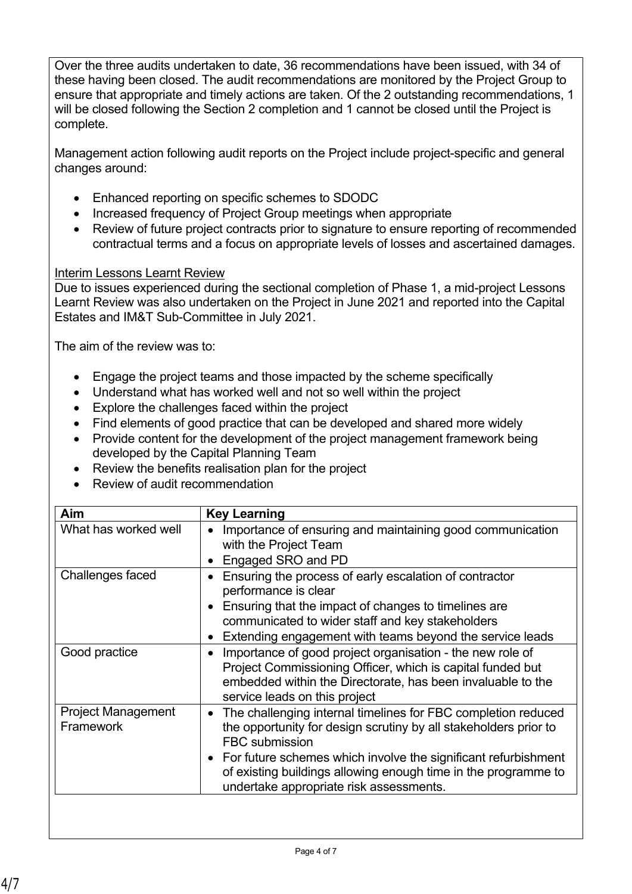Over the three audits undertaken to date, 36 recommendations have been issued, with 34 of these having been closed. The audit recommendations are monitored by the Project Group to ensure that appropriate and timely actions are taken. Of the 2 outstanding recommendations, 1 will be closed following the Section 2 completion and 1 cannot be closed until the Project is complete.

Management action following audit reports on the Project include project-specific and general changes around:

- Enhanced reporting on specific schemes to SDODC
- Increased frequency of Project Group meetings when appropriate
- Review of future project contracts prior to signature to ensure reporting of recommended contractual terms and a focus on appropriate levels of losses and ascertained damages.

Interim Lessons Learnt Review

Due to issues experienced during the sectional completion of Phase 1, a mid-project Lessons Learnt Review was also undertaken on the Project in June 2021 and reported into the Capital Estates and IM&T Sub-Committee in July 2021.

The aim of the review was to:

- Engage the project teams and those impacted by the scheme specifically
- Understand what has worked well and not so well within the project
- Explore the challenges faced within the project
- Find elements of good practice that can be developed and shared more widely
- Provide content for the development of the project management framework being developed by the Capital Planning Team
- Review the benefits realisation plan for the project
- Review of audit recommendation

| Aim | Key Learning |
|---|---|
| What has worked well | • Importance of ensuring and maintaining good communication with the Project Team<br>• Engaged SRO and PD |
| Challenges faced | • Ensuring the process of early escalation of contractor performance is clear<br>• Ensuring that the impact of changes to timelines are communicated to wider staff and key stakeholders<br>• Extending engagement with teams beyond the service leads |
| Good practice | • Importance of good project organisation - the new role of Project Commissioning Officer, which is capital funded but embedded within the Directorate, has been invaluable to the service leads on this project |
| Project Management Framework | • The challenging internal timelines for FBC completion reduced the opportunity for design scrutiny by all stakeholders prior to FBC submission<br>• For future schemes which involve the significant refurbishment of existing buildings allowing enough time in the programme to undertake appropriate risk assessments. |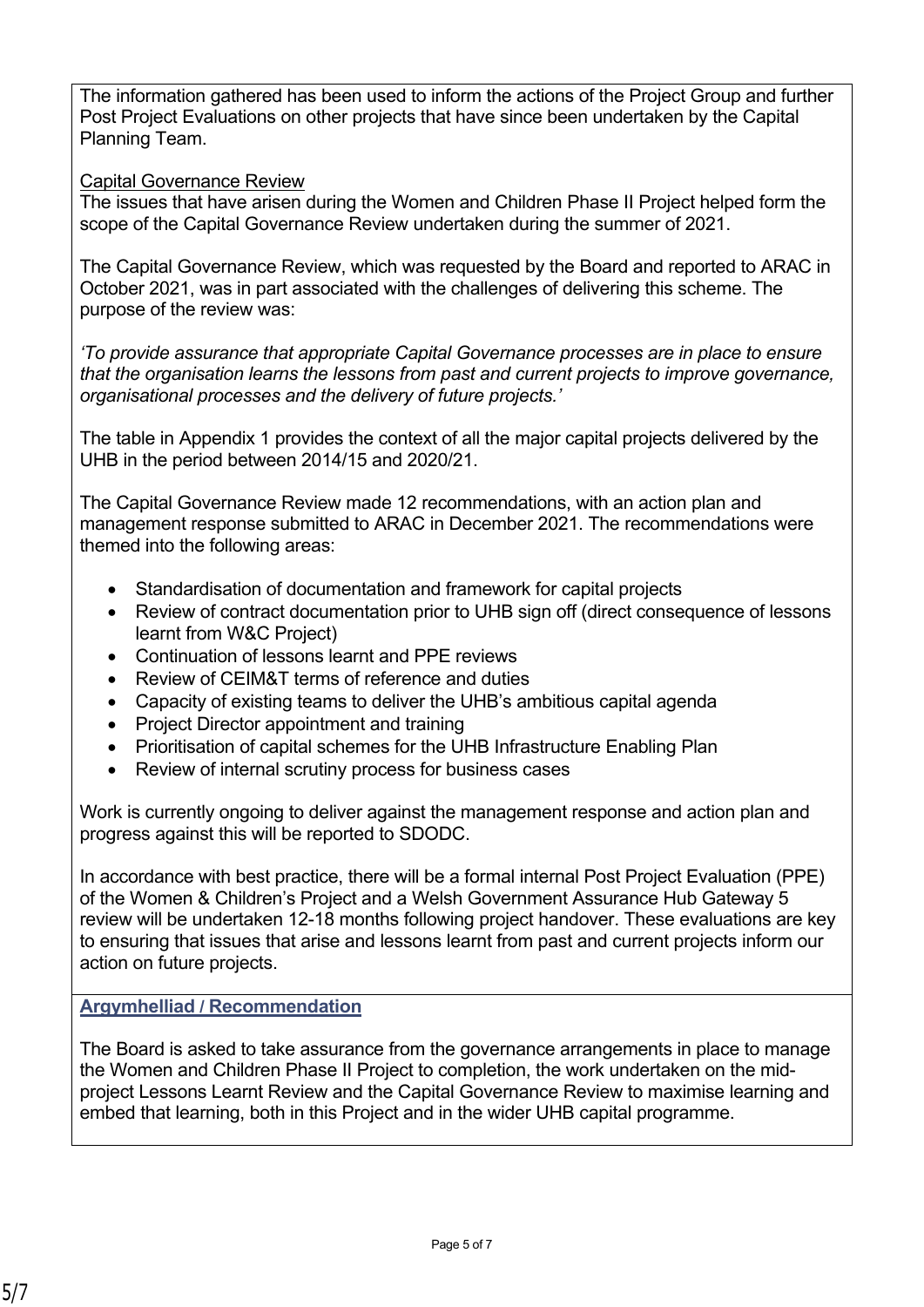The information gathered has been used to inform the actions of the Project Group and further Post Project Evaluations on other projects that have since been undertaken by the Capital Planning Team.

Capital Governance Review

The issues that have arisen during the Women and Children Phase II Project helped form the scope of the Capital Governance Review undertaken during the summer of 2021.

The Capital Governance Review, which was requested by the Board and reported to ARAC in October 2021, was in part associated with the challenges of delivering this scheme. The purpose of the review was:

*'To provide assurance that appropriate Capital Governance processes are in place to ensure that the organisation learns the lessons from past and current projects to improve governance, organisational processes and the delivery of future projects.'*

The table in Appendix 1 provides the context of all the major capital projects delivered by the UHB in the period between 2014/15 and 2020/21.

The Capital Governance Review made 12 recommendations, with an action plan and management response submitted to ARAC in December 2021. The recommendations were themed into the following areas:

- Standardisation of documentation and framework for capital projects
- Review of contract documentation prior to UHB sign off (direct consequence of lessons learnt from W&C Project)
- Continuation of lessons learnt and PPE reviews
- Review of CEIM&T terms of reference and duties
- Capacity of existing teams to deliver the UHB's ambitious capital agenda
- Project Director appointment and training
- Prioritisation of capital schemes for the UHB Infrastructure Enabling Plan
- Review of internal scrutiny process for business cases

Work is currently ongoing to deliver against the management response and action plan and progress against this will be reported to SDODC.

In accordance with best practice, there will be a formal internal Post Project Evaluation (PPE) of the Women & Children's Project and a Welsh Government Assurance Hub Gateway 5 review will be undertaken 12-18 months following project handover. These evaluations are key to ensuring that issues that arise and lessons learnt from past and current projects inform our action on future projects.

## Argymhelliad / Recommendation

The Board is asked to take assurance from the governance arrangements in place to manage the Women and Children Phase II Project to completion, the work undertaken on the mid-project Lessons Learnt Review and the Capital Governance Review to maximise learning and embed that learning, both in this Project and in the wider UHB capital programme.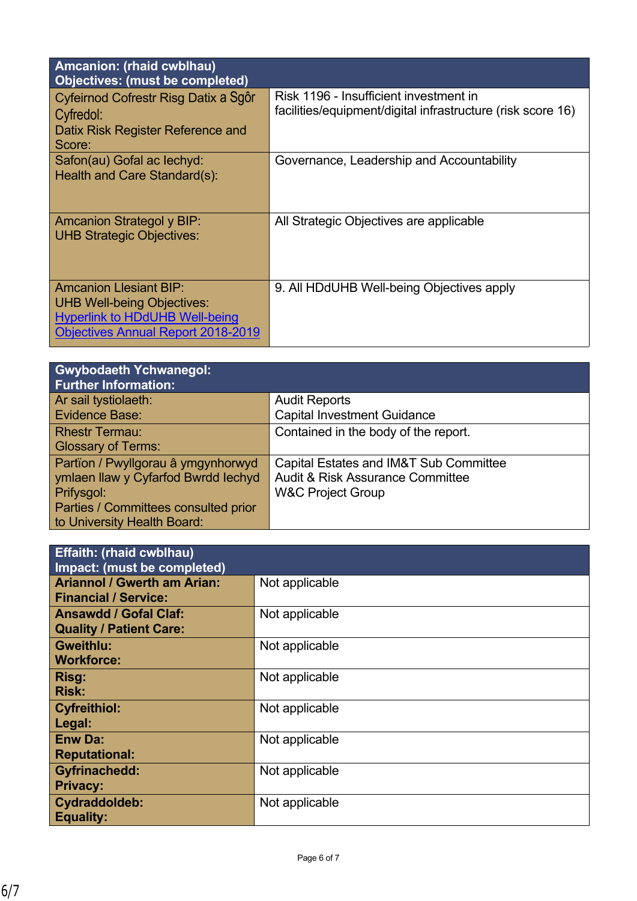| Amcanion: (rhaid cwblhau)<br>Objectives: (must be completed) | |
|---|---|
| Cyfeirnod Cofrestr Risg Datix a Sgôr Cyfredol:<br>Datix Risk Register Reference and Score: | Risk 1196 - Insufficient investment in facilities/equipment/digital infrastructure (risk score 16) |
| Safon(au) Gofal ac Iechyd:<br>Health and Care Standard(s): | Governance, Leadership and Accountability |
| Amcanion Strategol y BIP:<br>UHB Strategic Objectives: | All Strategic Objectives are applicable |
| Amcanion Llesiant BIP:<br>UHB Well-being Objectives:<br>[Hyperlink to HDdUHB Well-being Objectives Annual Report 2018-2019] | 9. All HDdUHB Well-being Objectives apply |

| Gwybodaeth Ychwanegol:<br>Further Information: | |
|---|---|
| Ar sail tystiolaeth:<br>Evidence Base: | Audit Reports<br>Capital Investment Guidance |
| Rhestr Termau:<br>Glossary of Terms: | Contained in the body of the report. |
| Partïon / Pwyllgorau â ymgynhorwyd ymlaen llaw y Cyfarfod Bwrdd Iechyd Prifysgol:<br>Parties / Committees consulted prior to University Health Board: | Capital Estates and IM&T Sub Committee<br>Audit & Risk Assurance Committee<br>W&C Project Group |

| Effaith: (rhaid cwblhau)<br>Impact: (must be completed) | |
|---|---|
| **Ariannol / Gwerth am Arian:<br>Financial / Service:** | Not applicable |
| **Ansawdd / Gofal Claf:<br>Quality / Patient Care:** | Not applicable |
| **Gweithlu:<br>Workforce:** | Not applicable |
| **Risg:<br>Risk:** | Not applicable |
| **Cyfreithiol:<br>Legal:** | Not applicable |
| **Enw Da:<br>Reputational:** | Not applicable |
| **Gyfrinachedd:<br>Privacy:** | Not applicable |
| **Cydraddoldeb:<br>Equality:** | Not applicable |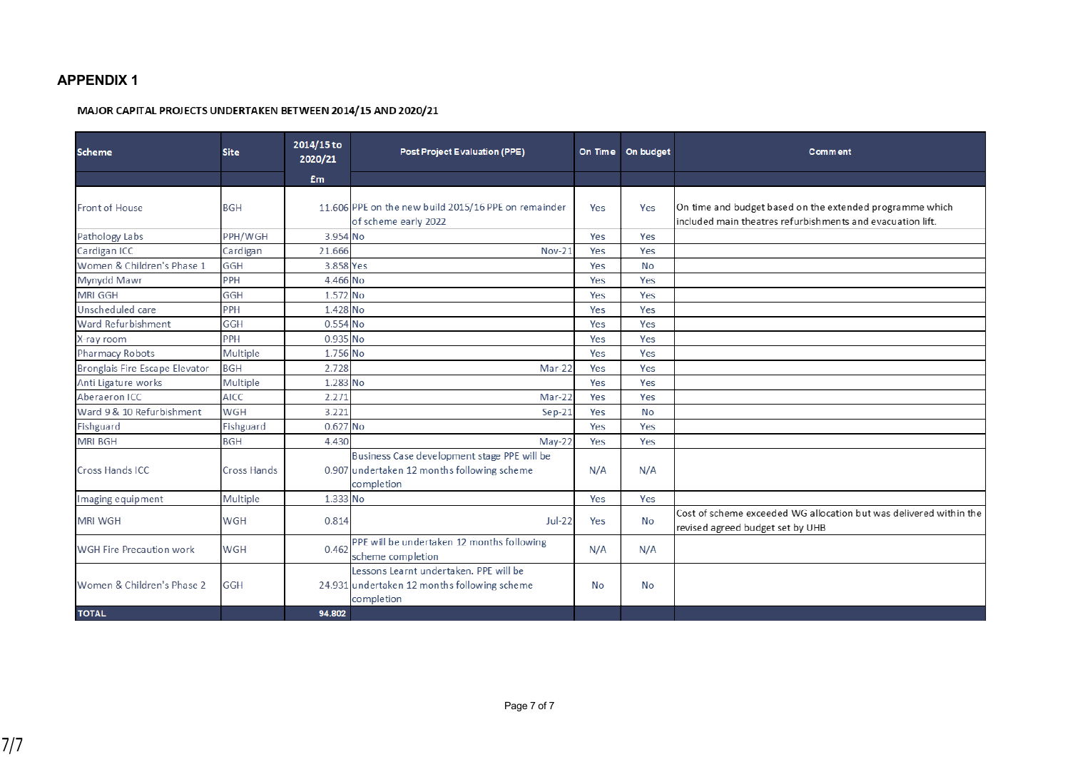# APPENDIX 1

**MAJOR CAPITAL PROJECTS UNDERTAKEN BETWEEN 2014/15 AND 2020/21**

| Scheme | Site | 2014/15 to 2020/21 £m | Post Project Evaluation (PPE) | On Time | On budget | Comment |
|---|---|---|---|---|---|---|
| Front of House | BGH | 11.606 | PPE on the new build 2015/16 PPE on remainder of scheme early 2022 | Yes | Yes | On time and budget based on the extended programme which included main theatres refurbishments and evacuation lift. |
| Pathology Labs | PPH/WGH | 3.954 | No | Yes | Yes | |
| Cardigan ICC | Cardigan | 21.666 | Nov-21 | Yes | Yes | |
| Women & Children's Phase 1 | GGH | 3.858 | Yes | Yes | No | |
| Mynydd Mawr | PPH | 4.466 | No | Yes | Yes | |
| MRI GGH | GGH | 1.572 | No | Yes | Yes | |
| Unscheduled care | PPH | 1.428 | No | Yes | Yes | |
| Ward Refurbishment | GGH | 0.554 | No | Yes | Yes | |
| X-ray room | PPH | 0.935 | No | Yes | Yes | |
| Pharmacy Robots | Multiple | 1.756 | No | Yes | Yes | |
| Bronglais Fire Escape Elevator | BGH | 2.728 | Mar 22 | Yes | Yes | |
| Anti Ligature works | Multiple | 1.283 | No | Yes | Yes | |
| Aberaeron ICC | AICC | 2.271 | Mar-22 | Yes | Yes | |
| Ward 9 & 10 Refurbishment | WGH | 3.221 | Sep-21 | Yes | No | |
| Fishguard | Fishguard | 0.627 | No | Yes | Yes | |
| MRI BGH | BGH | 4.430 | May-22 | Yes | Yes | |
| Cross Hands ICC | Cross Hands | 0.907 | Business Case development stage PPE will be undertaken 12 months following scheme completion | N/A | N/A | |
| Imaging equipment | Multiple | 1.333 | No | Yes | Yes | |
| MRI WGH | WGH | 0.814 | Jul-22 | Yes | No | Cost of scheme exceeded WG allocation but was delivered within the revised agreed budget set by UHB |
| WGH Fire Precaution work | WGH | 0.462 | PPE will be undertaken 12 months following scheme completion | N/A | N/A | |
| Women & Children's Phase 2 | GGH | 24.931 | Lessons Learnt undertaken. PPE will be undertaken 12 months following scheme completion | No | No | |
| **TOTAL** | | **94.802** | | | | |